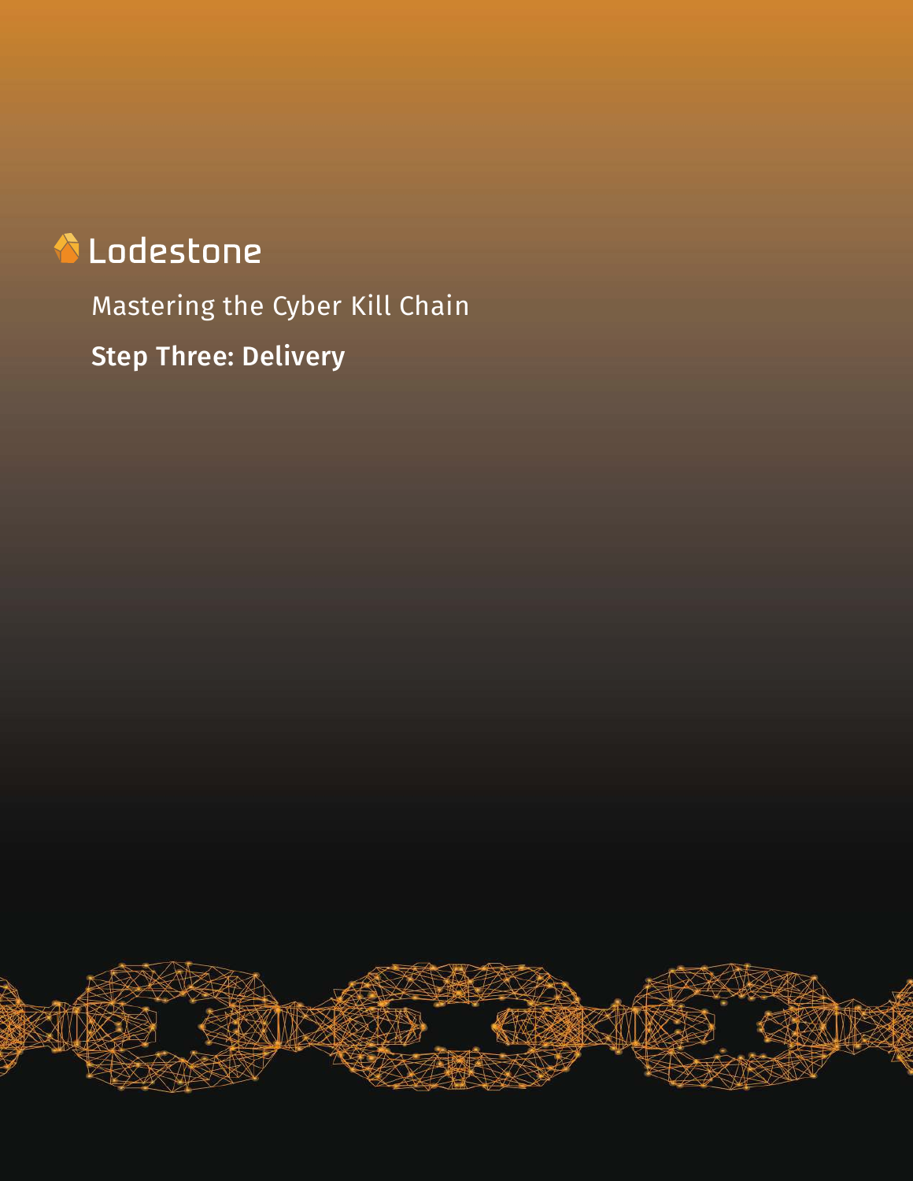Lodestone

# Mastering the Cyber Kill Chain

## Step Three: Delivery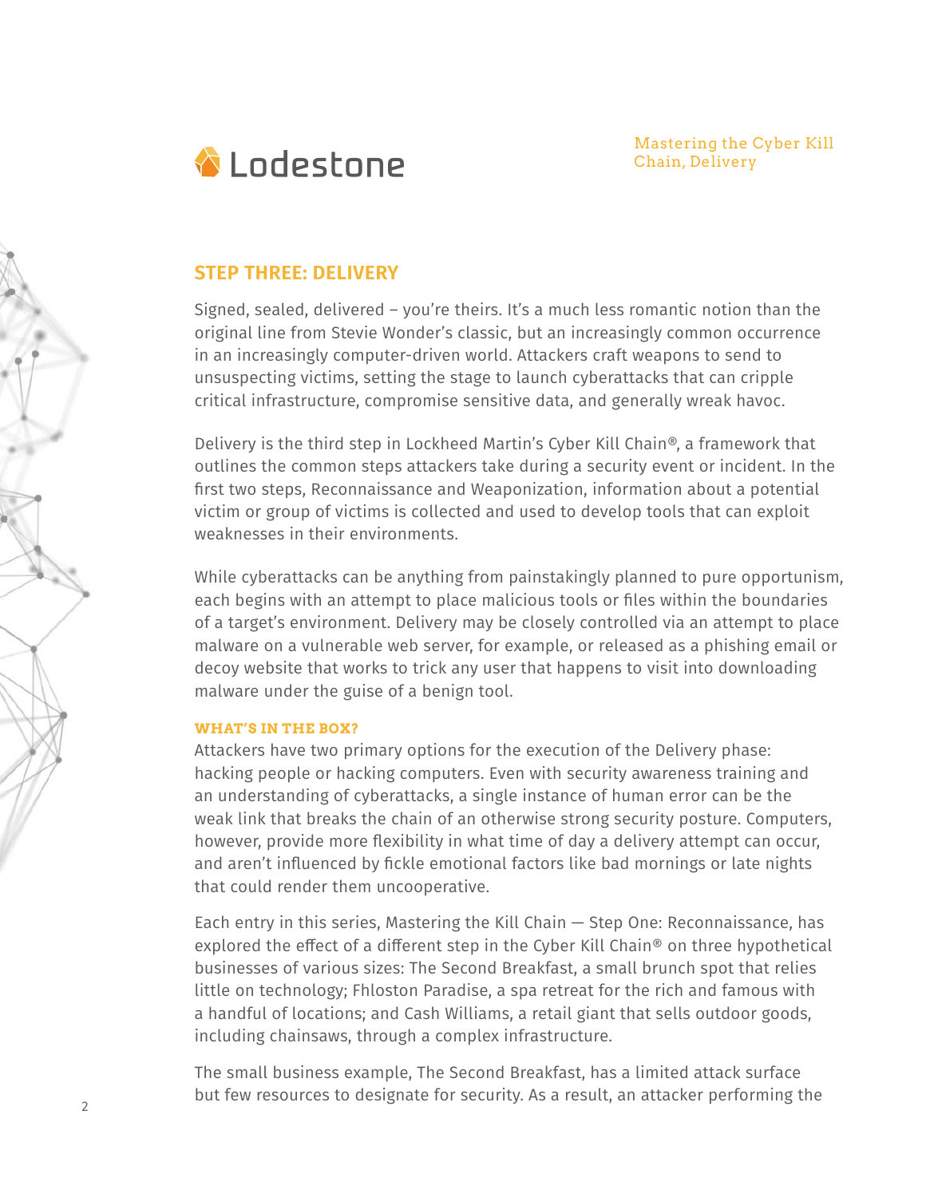## STEP THREE: DELIVERY

Signed, sealed, delivered – you're theirs. It's a much less romantic notion than the original line from Stevie Wonder's classic, but an increasingly common occurrence in an increasingly computer-driven world. Attackers craft weapons to send to unsuspecting victims, setting the stage to launch cyberattacks that can cripple critical infrastructure, compromise sensitive data, and generally wreak havoc.

Delivery is the third step in Lockheed Martin's Cyber Kill Chain®, a framework that outlines the common steps attackers take during a security event or incident. In the first two steps, Reconnaissance and Weaponization, information about a potential victim or group of victims is collected and used to develop tools that can exploit weaknesses in their environments.

While cyberattacks can be anything from painstakingly planned to pure opportunism, each begins with an attempt to place malicious tools or files within the boundaries of a target's environment. Delivery may be closely controlled via an attempt to place malware on a vulnerable web server, for example, or released as a phishing email or decoy website that works to trick any user that happens to visit into downloading malware under the guise of a benign tool.

### WHAT'S IN THE BOX?

Attackers have two primary options for the execution of the Delivery phase: hacking people or hacking computers. Even with security awareness training and an understanding of cyberattacks, a single instance of human error can be the weak link that breaks the chain of an otherwise strong security posture. Computers, however, provide more flexibility in what time of day a delivery attempt can occur, and aren't influenced by fickle emotional factors like bad mornings or late nights that could render them uncooperative.

Each entry in this series, Mastering the Kill Chain — Step One: Reconnaissance, has explored the effect of a different step in the Cyber Kill Chain® on three hypothetical businesses of various sizes: The Second Breakfast, a small brunch spot that relies little on technology; Fhloston Paradise, a spa retreat for the rich and famous with a handful of locations; and Cash Williams, a retail giant that sells outdoor goods, including chainsaws, through a complex infrastructure.

The small business example, The Second Breakfast, has a limited attack surface but few resources to designate for security. As a result, an attacker performing the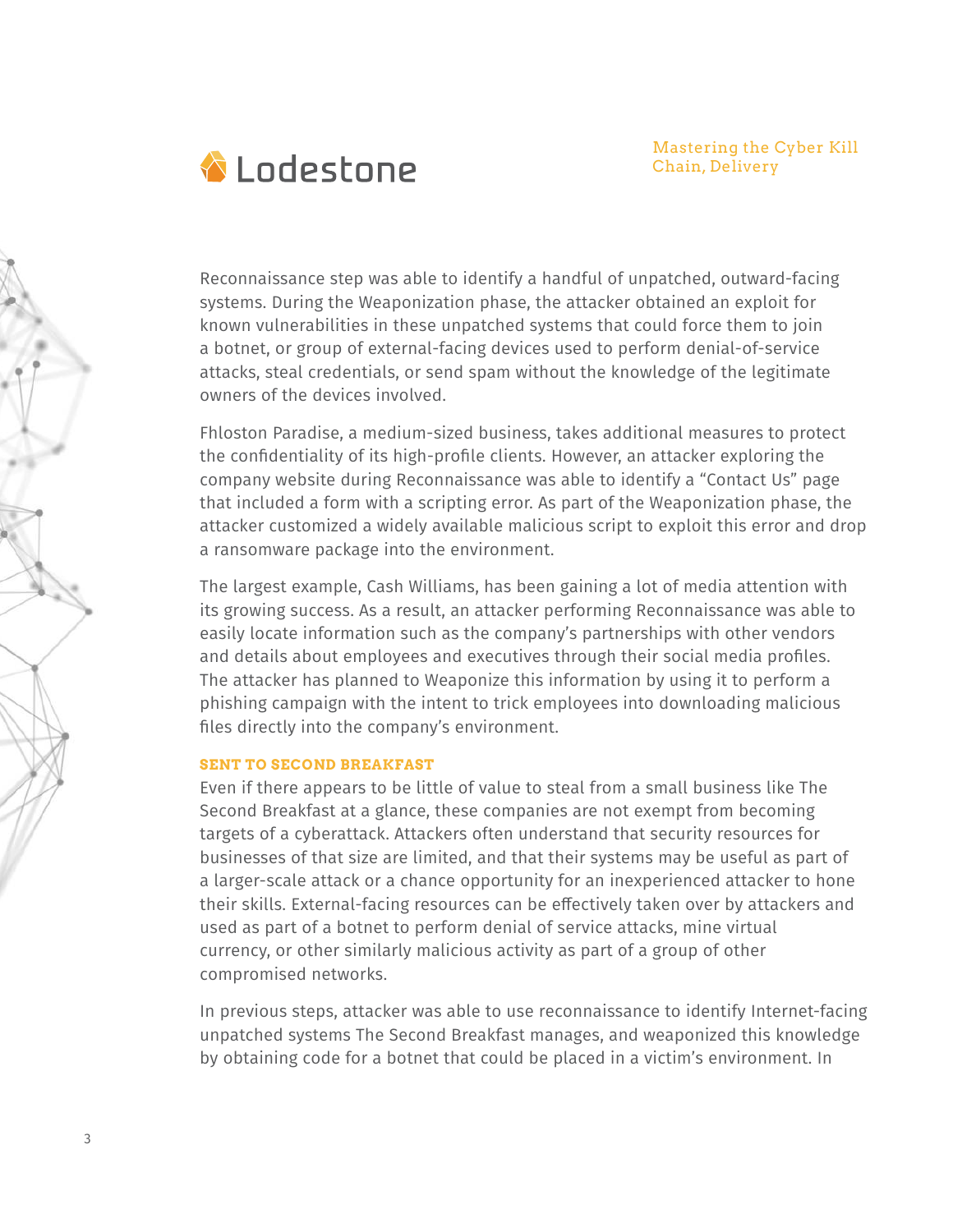Reconnaissance step was able to identify a handful of unpatched, outward-facing systems. During the Weaponization phase, the attacker obtained an exploit for known vulnerabilities in these unpatched systems that could force them to join a botnet, or group of external-facing devices used to perform denial-of-service attacks, steal credentials, or send spam without the knowledge of the legitimate owners of the devices involved.

Fhloston Paradise, a medium-sized business, takes additional measures to protect the confidentiality of its high-profile clients. However, an attacker exploring the company website during Reconnaissance was able to identify a "Contact Us" page that included a form with a scripting error. As part of the Weaponization phase, the attacker customized a widely available malicious script to exploit this error and drop a ransomware package into the environment.

The largest example, Cash Williams, has been gaining a lot of media attention with its growing success. As a result, an attacker performing Reconnaissance was able to easily locate information such as the company's partnerships with other vendors and details about employees and executives through their social media profiles. The attacker has planned to Weaponize this information by using it to perform a phishing campaign with the intent to trick employees into downloading malicious files directly into the company's environment.

### SENT TO SECOND BREAKFAST

Even if there appears to be little of value to steal from a small business like The Second Breakfast at a glance, these companies are not exempt from becoming targets of a cyberattack. Attackers often understand that security resources for businesses of that size are limited, and that their systems may be useful as part of a larger-scale attack or a chance opportunity for an inexperienced attacker to hone their skills. External-facing resources can be effectively taken over by attackers and used as part of a botnet to perform denial of service attacks, mine virtual currency, or other similarly malicious activity as part of a group of other compromised networks.

In previous steps, attacker was able to use reconnaissance to identify Internet-facing unpatched systems The Second Breakfast manages, and weaponized this knowledge by obtaining code for a botnet that could be placed in a victim's environment. In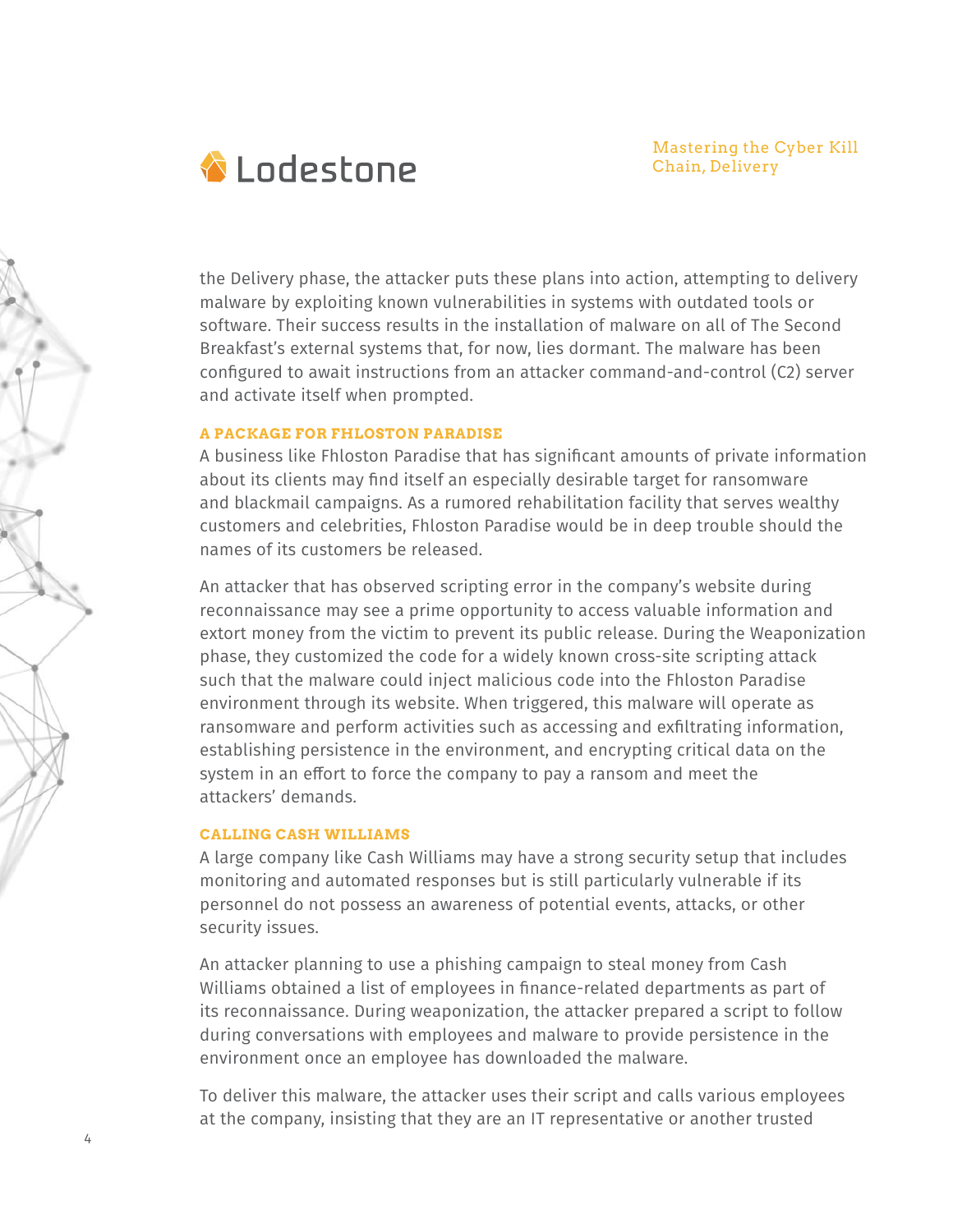the Delivery phase, the attacker puts these plans into action, attempting to delivery malware by exploiting known vulnerabilities in systems with outdated tools or software. Their success results in the installation of malware on all of The Second Breakfast's external systems that, for now, lies dormant. The malware has been configured to await instructions from an attacker command-and-control (C2) server and activate itself when prompted.

### A PACKAGE FOR FHLOSTON PARADISE

A business like Fhloston Paradise that has significant amounts of private information about its clients may find itself an especially desirable target for ransomware and blackmail campaigns. As a rumored rehabilitation facility that serves wealthy customers and celebrities, Fhloston Paradise would be in deep trouble should the names of its customers be released.

An attacker that has observed scripting error in the company's website during reconnaissance may see a prime opportunity to access valuable information and extort money from the victim to prevent its public release. During the Weaponization phase, they customized the code for a widely known cross-site scripting attack such that the malware could inject malicious code into the Fhloston Paradise environment through its website. When triggered, this malware will operate as ransomware and perform activities such as accessing and exfiltrating information, establishing persistence in the environment, and encrypting critical data on the system in an effort to force the company to pay a ransom and meet the attackers' demands.

### CALLING CASH WILLIAMS

A large company like Cash Williams may have a strong security setup that includes monitoring and automated responses but is still particularly vulnerable if its personnel do not possess an awareness of potential events, attacks, or other security issues.

An attacker planning to use a phishing campaign to steal money from Cash Williams obtained a list of employees in finance-related departments as part of its reconnaissance. During weaponization, the attacker prepared a script to follow during conversations with employees and malware to provide persistence in the environment once an employee has downloaded the malware.

To deliver this malware, the attacker uses their script and calls various employees at the company, insisting that they are an IT representative or another trusted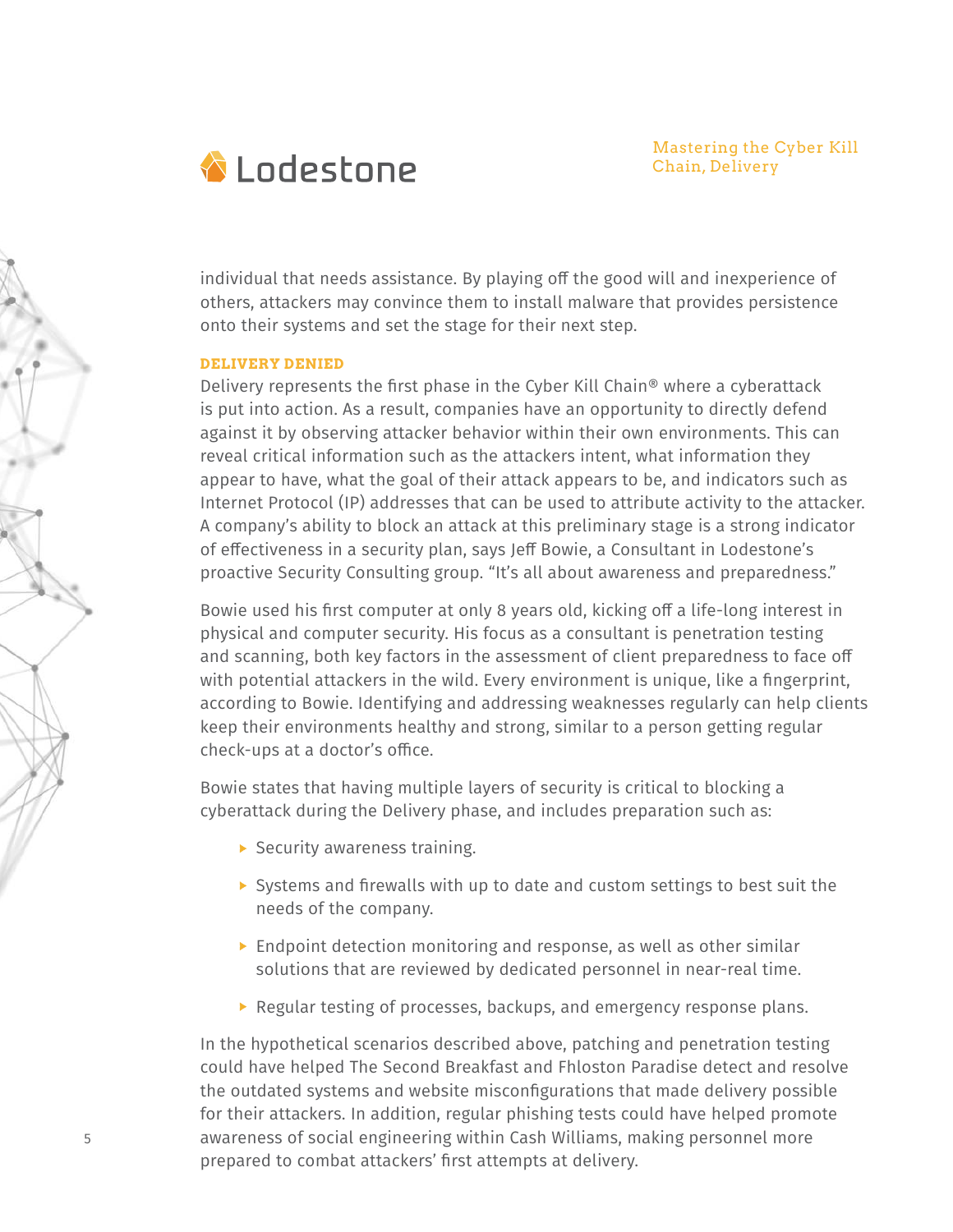individual that needs assistance. By playing off the good will and inexperience of others, attackers may convince them to install malware that provides persistence onto their systems and set the stage for their next step.

### DELIVERY DENIED

Delivery represents the first phase in the Cyber Kill Chain® where a cyberattack is put into action. As a result, companies have an opportunity to directly defend against it by observing attacker behavior within their own environments. This can reveal critical information such as the attackers intent, what information they appear to have, what the goal of their attack appears to be, and indicators such as Internet Protocol (IP) addresses that can be used to attribute activity to the attacker. A company's ability to block an attack at this preliminary stage is a strong indicator of effectiveness in a security plan, says Jeff Bowie, a Consultant in Lodestone's proactive Security Consulting group. "It's all about awareness and preparedness."

Bowie used his first computer at only 8 years old, kicking off a life-long interest in physical and computer security. His focus as a consultant is penetration testing and scanning, both key factors in the assessment of client preparedness to face off with potential attackers in the wild. Every environment is unique, like a fingerprint, according to Bowie. Identifying and addressing weaknesses regularly can help clients keep their environments healthy and strong, similar to a person getting regular check-ups at a doctor's office.

Bowie states that having multiple layers of security is critical to blocking a cyberattack during the Delivery phase, and includes preparation such as:

- Security awareness training.
- Systems and firewalls with up to date and custom settings to best suit the needs of the company.
- Endpoint detection monitoring and response, as well as other similar solutions that are reviewed by dedicated personnel in near-real time.
- Regular testing of processes, backups, and emergency response plans.

In the hypothetical scenarios described above, patching and penetration testing could have helped The Second Breakfast and Fhloston Paradise detect and resolve the outdated systems and website misconfigurations that made delivery possible for their attackers. In addition, regular phishing tests could have helped promote awareness of social engineering within Cash Williams, making personnel more prepared to combat attackers' first attempts at delivery.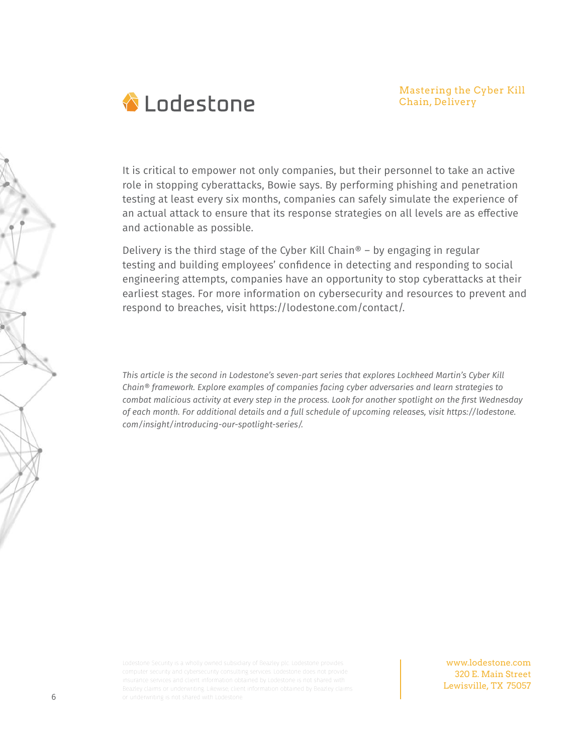It is critical to empower not only companies, but their personnel to take an active role in stopping cyberattacks, Bowie says. By performing phishing and penetration testing at least every six months, companies can safely simulate the experience of an actual attack to ensure that its response strategies on all levels are as effective and actionable as possible.

Delivery is the third stage of the Cyber Kill Chain® – by engaging in regular testing and building employees' confidence in detecting and responding to social engineering attempts, companies have an opportunity to stop cyberattacks at their earliest stages. For more information on cybersecurity and resources to prevent and respond to breaches, visit https://lodestone.com/contact/.

*This article is the second in Lodestone's seven-part series that explores Lockheed Martin's Cyber Kill Chain® framework. Explore examples of companies facing cyber adversaries and learn strategies to combat malicious activity at every step in the process. Look for another spotlight on the first Wednesday of each month. For additional details and a full schedule of upcoming releases, visit https://lodestone.com/insight/introducing-our-spotlight-series/.*

Lodestone Security is a wholly owned subsidiary of Beazley plc. Lodestone provides computer security and cybersecurity consulting services. Lodestone does not provide insurance services and client information obtained by Lodestone is not shared with Beazley claims or underwriting. Likewise, client information obtained by Beazley claims or underwriting is not shared with Lodestone.

www.lodestone.com
320 E. Main Street
Lewisville, TX 75057